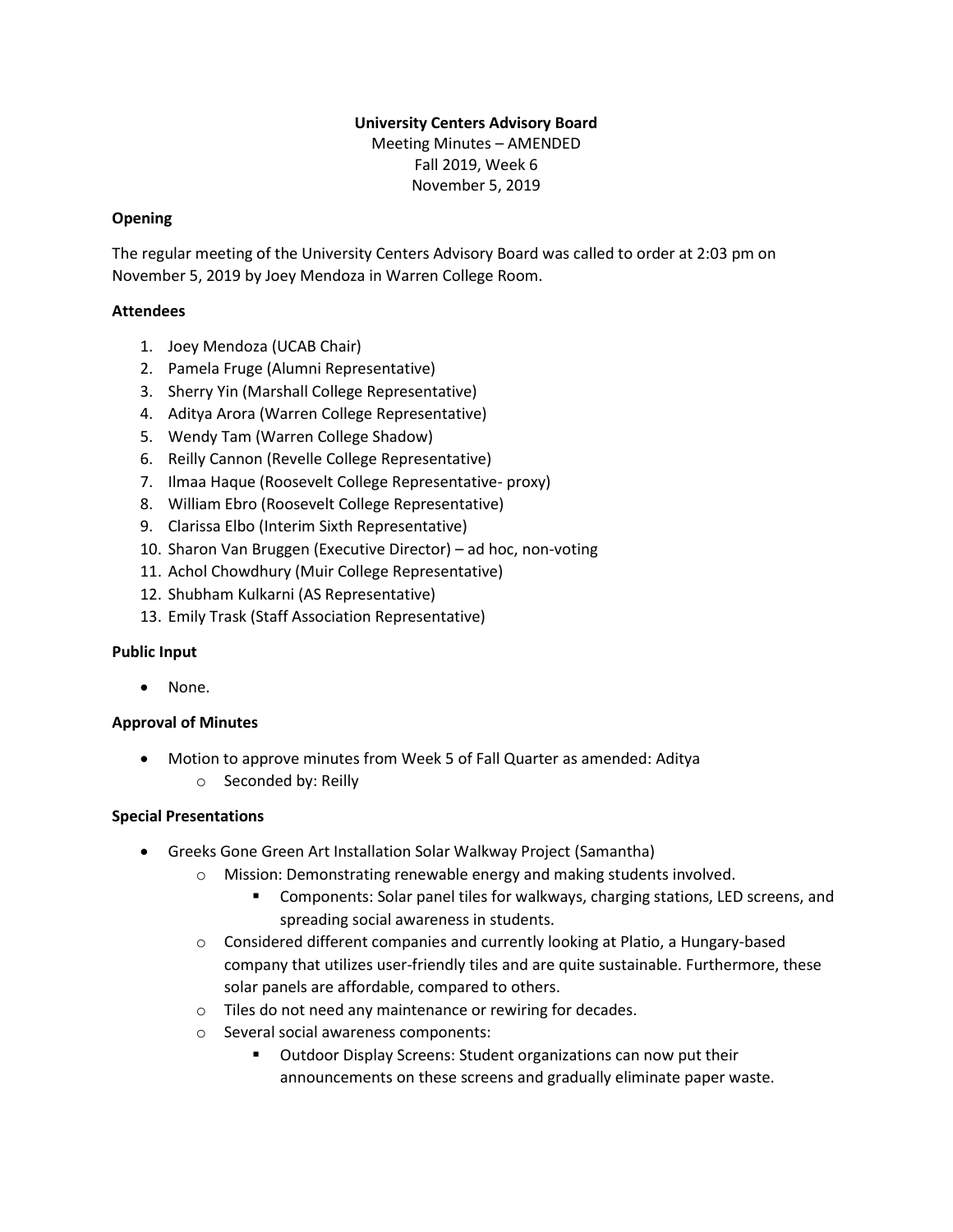**University Centers Advisory Board**

Meeting Minutes – AMENDED

Fall 2019, Week 6

November 5, 2019

**Opening**

The regular meeting of the University Centers Advisory Board was called to order at 2:03 pm on November 5, 2019 by Joey Mendoza in Warren College Room.

**Attendees**

1. Joey Mendoza (UCAB Chair)
2. Pamela Fruge (Alumni Representative)
3. Sherry Yin (Marshall College Representative)
4. Aditya Arora (Warren College Representative)
5. Wendy Tam (Warren College Shadow)
6. Reilly Cannon (Revelle College Representative)
7. Ilmaa Haque (Roosevelt College Representative- proxy)
8. William Ebro (Roosevelt College Representative)
9. Clarissa Elbo (Interim Sixth Representative)
10. Sharon Van Bruggen (Executive Director) – ad hoc, non-voting
11. Achol Chowdhury (Muir College Representative)
12. Shubham Kulkarni (AS Representative)
13. Emily Trask (Staff Association Representative)

**Public Input**

- None.

**Approval of Minutes**

- Motion to approve minutes from Week 5 of Fall Quarter as amended: Aditya
  - Seconded by: Reilly

**Special Presentations**

- Greeks Gone Green Art Installation Solar Walkway Project (Samantha)
  - Mission: Demonstrating renewable energy and making students involved.
    - Components: Solar panel tiles for walkways, charging stations, LED screens, and spreading social awareness in students.
  - Considered different companies and currently looking at Platio, a Hungary-based company that utilizes user-friendly tiles and are quite sustainable. Furthermore, these solar panels are affordable, compared to others.
  - Tiles do not need any maintenance or rewiring for decades.
  - Several social awareness components:
    - Outdoor Display Screens: Student organizations can now put their announcements on these screens and gradually eliminate paper waste.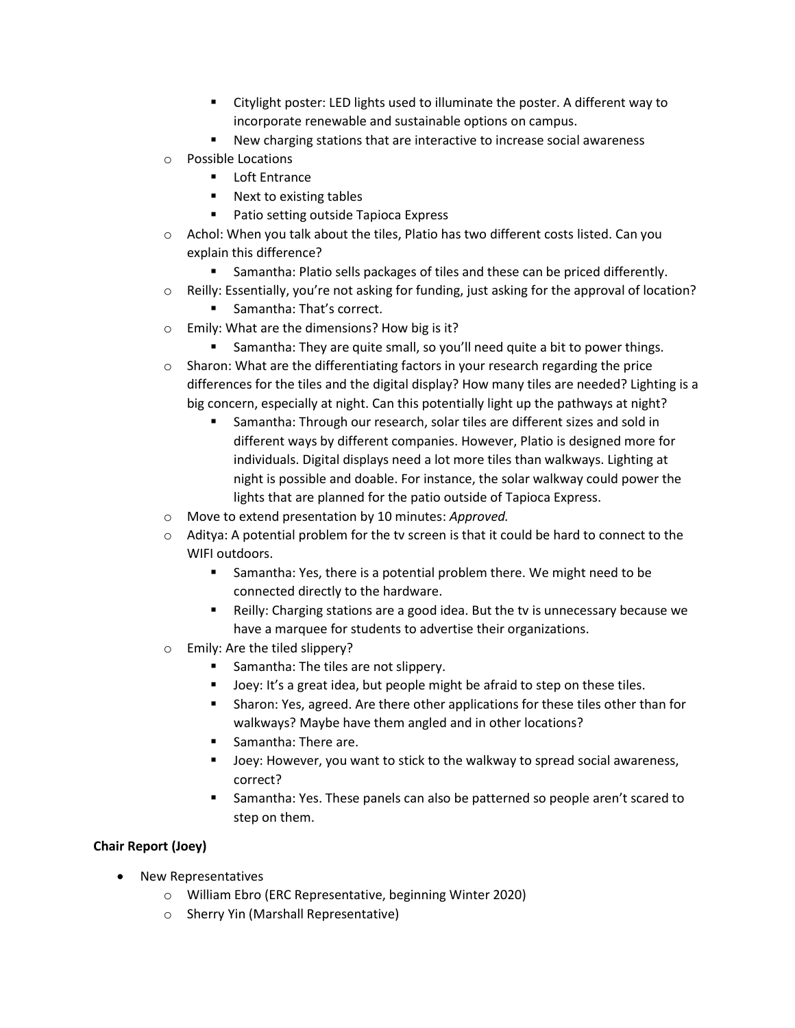- Citylight poster: LED lights used to illuminate the poster. A different way to incorporate renewable and sustainable options on campus.
        - New charging stations that are interactive to increase social awareness
    - Possible Locations
        - Loft Entrance
        - Next to existing tables
        - Patio setting outside Tapioca Express
    - Achol: When you talk about the tiles, Platio has two different costs listed. Can you explain this difference?
        - Samantha: Platio sells packages of tiles and these can be priced differently.
    - Reilly: Essentially, you're not asking for funding, just asking for the approval of location?
        - Samantha: That's correct.
    - Emily: What are the dimensions? How big is it?
        - Samantha: They are quite small, so you'll need quite a bit to power things.
    - Sharon: What are the differentiating factors in your research regarding the price differences for the tiles and the digital display? How many tiles are needed? Lighting is a big concern, especially at night. Can this potentially light up the pathways at night?
        - Samantha: Through our research, solar tiles are different sizes and sold in different ways by different companies. However, Platio is designed more for individuals. Digital displays need a lot more tiles than walkways. Lighting at night is possible and doable. For instance, the solar walkway could power the lights that are planned for the patio outside of Tapioca Express.
    - Move to extend presentation by 10 minutes: *Approved.*
    - Aditya: A potential problem for the tv screen is that it could be hard to connect to the WIFI outdoors.
        - Samantha: Yes, there is a potential problem there. We might need to be connected directly to the hardware.
        - Reilly: Charging stations are a good idea. But the tv is unnecessary because we have a marquee for students to advertise their organizations.
    - Emily: Are the tiled slippery?
        - Samantha: The tiles are not slippery.
        - Joey: It's a great idea, but people might be afraid to step on these tiles.
        - Sharon: Yes, agreed. Are there other applications for these tiles other than for walkways? Maybe have them angled and in other locations?
        - Samantha: There are.
        - Joey: However, you want to stick to the walkway to spread social awareness, correct?
        - Samantha: Yes. These panels can also be patterned so people aren't scared to step on them.

**Chair Report (Joey)**

- New Representatives
    - William Ebro (ERC Representative, beginning Winter 2020)
    - Sherry Yin (Marshall Representative)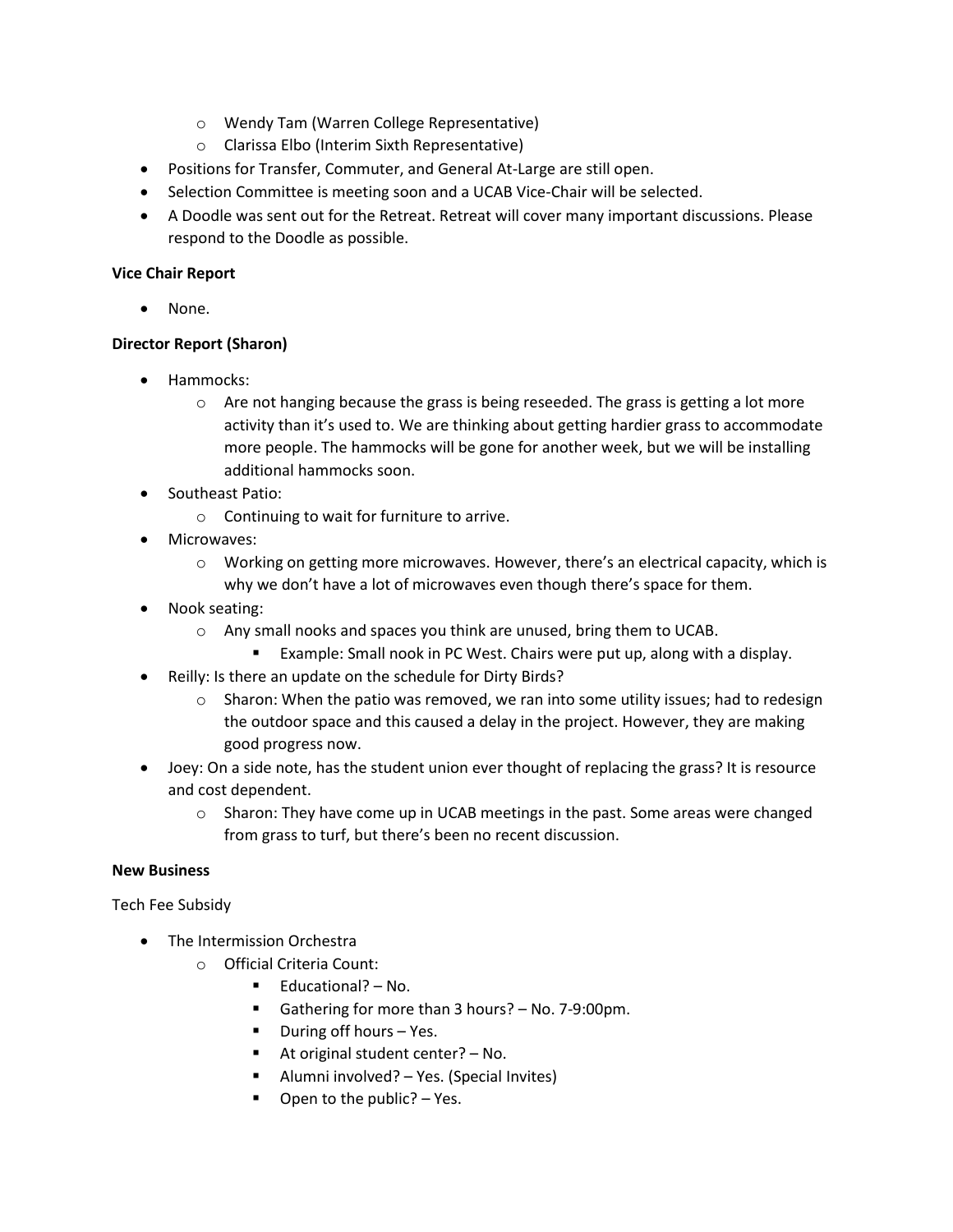- Wendy Tam (Warren College Representative)
  - Clarissa Elbo (Interim Sixth Representative)
- Positions for Transfer, Commuter, and General At-Large are still open.
- Selection Committee is meeting soon and a UCAB Vice-Chair will be selected.
- A Doodle was sent out for the Retreat. Retreat will cover many important discussions. Please respond to the Doodle as possible.

**Vice Chair Report**

- None.

**Director Report (Sharon)**

- Hammocks:
  - Are not hanging because the grass is being reseeded. The grass is getting a lot more activity than it's used to. We are thinking about getting hardier grass to accommodate more people. The hammocks will be gone for another week, but we will be installing additional hammocks soon.
- Southeast Patio:
  - Continuing to wait for furniture to arrive.
- Microwaves:
  - Working on getting more microwaves. However, there's an electrical capacity, which is why we don't have a lot of microwaves even though there's space for them.
- Nook seating:
  - Any small nooks and spaces you think are unused, bring them to UCAB.
    - Example: Small nook in PC West. Chairs were put up, along with a display.
- Reilly: Is there an update on the schedule for Dirty Birds?
  - Sharon: When the patio was removed, we ran into some utility issues; had to redesign the outdoor space and this caused a delay in the project. However, they are making good progress now.
- Joey: On a side note, has the student union ever thought of replacing the grass? It is resource and cost dependent.
  - Sharon: They have come up in UCAB meetings in the past. Some areas were changed from grass to turf, but there's been no recent discussion.

**New Business**

Tech Fee Subsidy

- The Intermission Orchestra
  - Official Criteria Count:
    - Educational? – No.
    - Gathering for more than 3 hours? – No. 7-9:00pm.
    - During off hours – Yes.
    - At original student center? – No.
    - Alumni involved? – Yes. (Special Invites)
    - Open to the public? – Yes.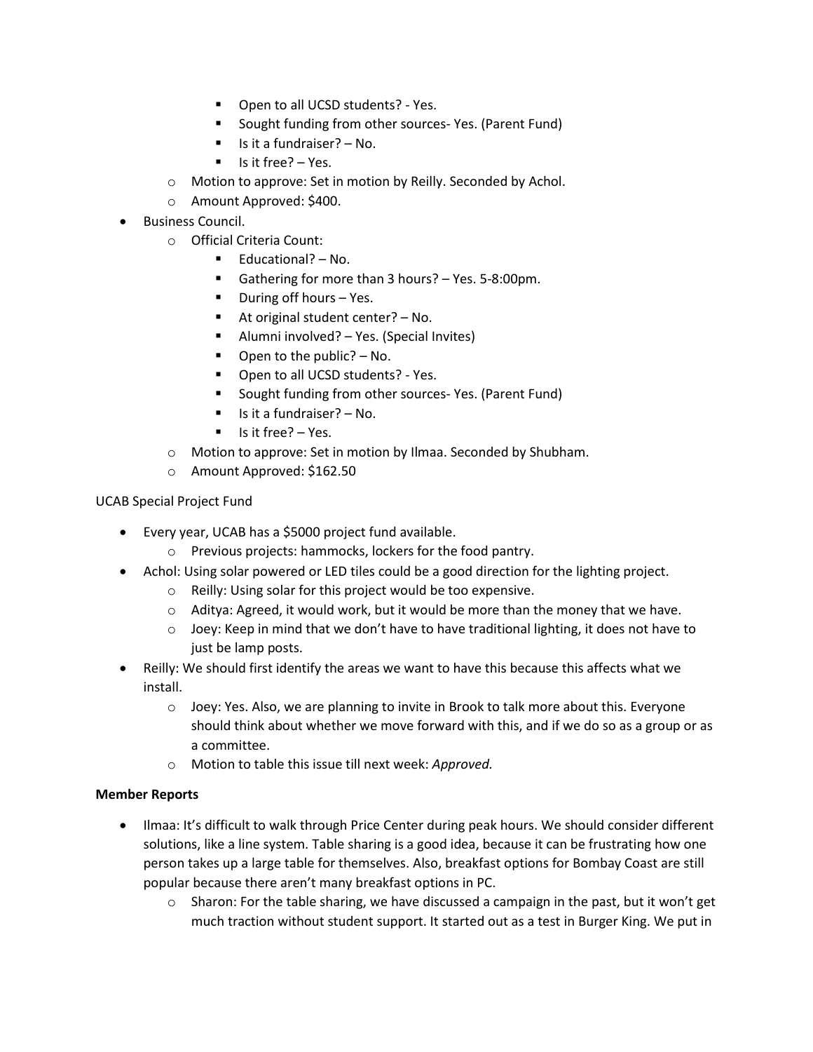- Open to all UCSD students? - Yes.
        - Sought funding from other sources- Yes. (Parent Fund)
        - Is it a fundraiser? – No.
        - Is it free? – Yes.
    - Motion to approve: Set in motion by Reilly. Seconded by Achol.
    - Amount Approved: $400.
- Business Council.
    - Official Criteria Count:
        - Educational? – No.
        - Gathering for more than 3 hours? – Yes. 5-8:00pm.
        - During off hours – Yes.
        - At original student center? – No.
        - Alumni involved? – Yes. (Special Invites)
        - Open to the public? – No.
        - Open to all UCSD students? - Yes.
        - Sought funding from other sources- Yes. (Parent Fund)
        - Is it a fundraiser? – No.
        - Is it free? – Yes.
    - Motion to approve: Set in motion by Ilmaa. Seconded by Shubham.
    - Amount Approved: $162.50

UCAB Special Project Fund

- Every year, UCAB has a $5000 project fund available.
    - Previous projects: hammocks, lockers for the food pantry.
- Achol: Using solar powered or LED tiles could be a good direction for the lighting project.
    - Reilly: Using solar for this project would be too expensive.
    - Aditya: Agreed, it would work, but it would be more than the money that we have.
    - Joey: Keep in mind that we don't have to have traditional lighting, it does not have to just be lamp posts.
- Reilly: We should first identify the areas we want to have this because this affects what we install.
    - Joey: Yes. Also, we are planning to invite in Brook to talk more about this. Everyone should think about whether we move forward with this, and if we do so as a group or as a committee.
    - Motion to table this issue till next week: *Approved.*

**Member Reports**

- Ilmaa: It's difficult to walk through Price Center during peak hours. We should consider different solutions, like a line system. Table sharing is a good idea, because it can be frustrating how one person takes up a large table for themselves. Also, breakfast options for Bombay Coast are still popular because there aren't many breakfast options in PC.
    - Sharon: For the table sharing, we have discussed a campaign in the past, but it won't get much traction without student support. It started out as a test in Burger King. We put in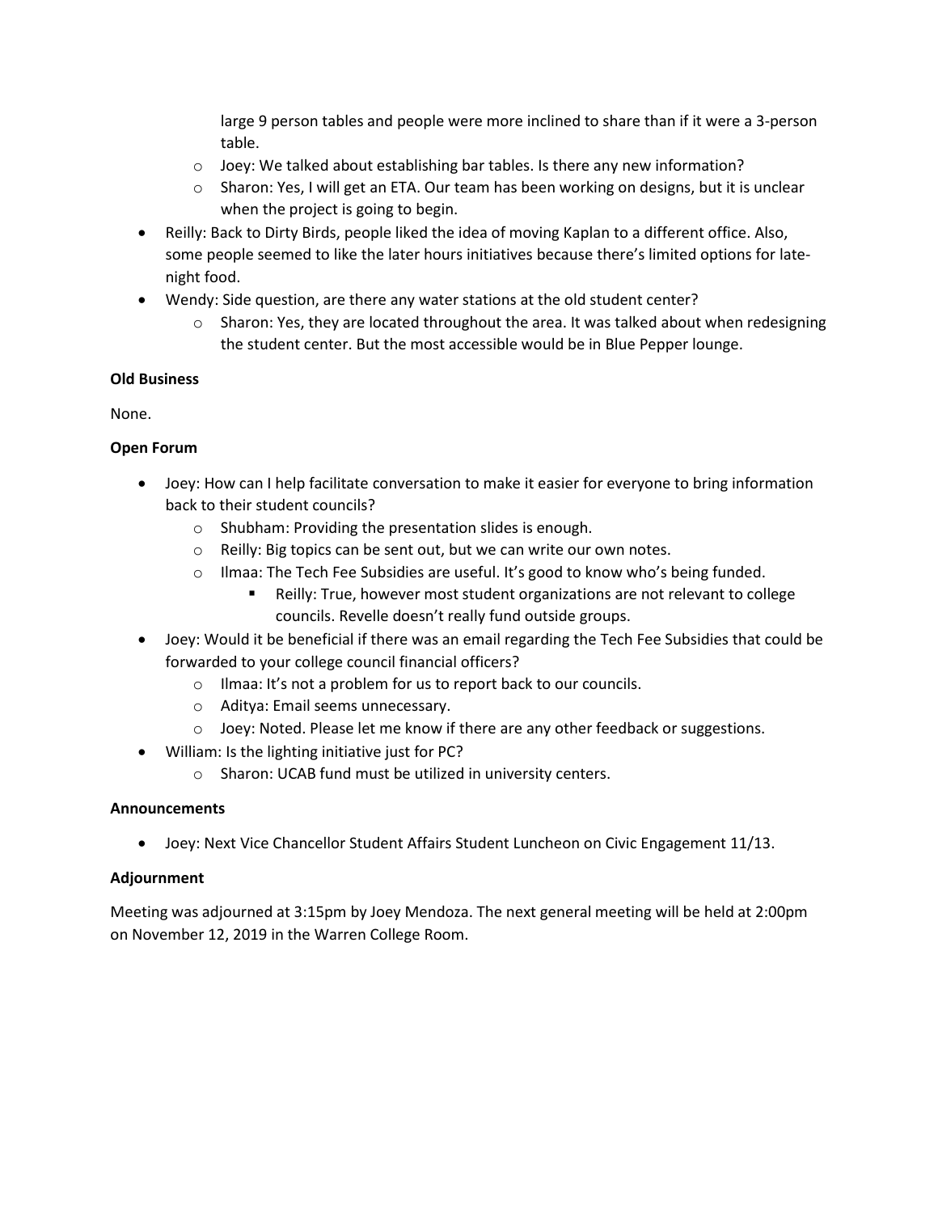large 9 person tables and people were more inclined to share than if it were a 3-person table.
  - Joey: We talked about establishing bar tables. Is there any new information?
  - Sharon: Yes, I will get an ETA. Our team has been working on designs, but it is unclear when the project is going to begin.
- Reilly: Back to Dirty Birds, people liked the idea of moving Kaplan to a different office. Also, some people seemed to like the later hours initiatives because there's limited options for late-night food.
- Wendy: Side question, are there any water stations at the old student center?
  - Sharon: Yes, they are located throughout the area. It was talked about when redesigning the student center. But the most accessible would be in Blue Pepper lounge.

**Old Business**

None.

**Open Forum**

- Joey: How can I help facilitate conversation to make it easier for everyone to bring information back to their student councils?
  - Shubham: Providing the presentation slides is enough.
  - Reilly: Big topics can be sent out, but we can write our own notes.
  - Ilmaa: The Tech Fee Subsidies are useful. It's good to know who's being funded.
    - Reilly: True, however most student organizations are not relevant to college councils. Revelle doesn't really fund outside groups.
- Joey: Would it be beneficial if there was an email regarding the Tech Fee Subsidies that could be forwarded to your college council financial officers?
  - Ilmaa: It's not a problem for us to report back to our councils.
  - Aditya: Email seems unnecessary.
  - Joey: Noted. Please let me know if there are any other feedback or suggestions.
- William: Is the lighting initiative just for PC?
  - Sharon: UCAB fund must be utilized in university centers.

**Announcements**

- Joey: Next Vice Chancellor Student Affairs Student Luncheon on Civic Engagement 11/13.

**Adjournment**

Meeting was adjourned at 3:15pm by Joey Mendoza. The next general meeting will be held at 2:00pm on November 12, 2019 in the Warren College Room.